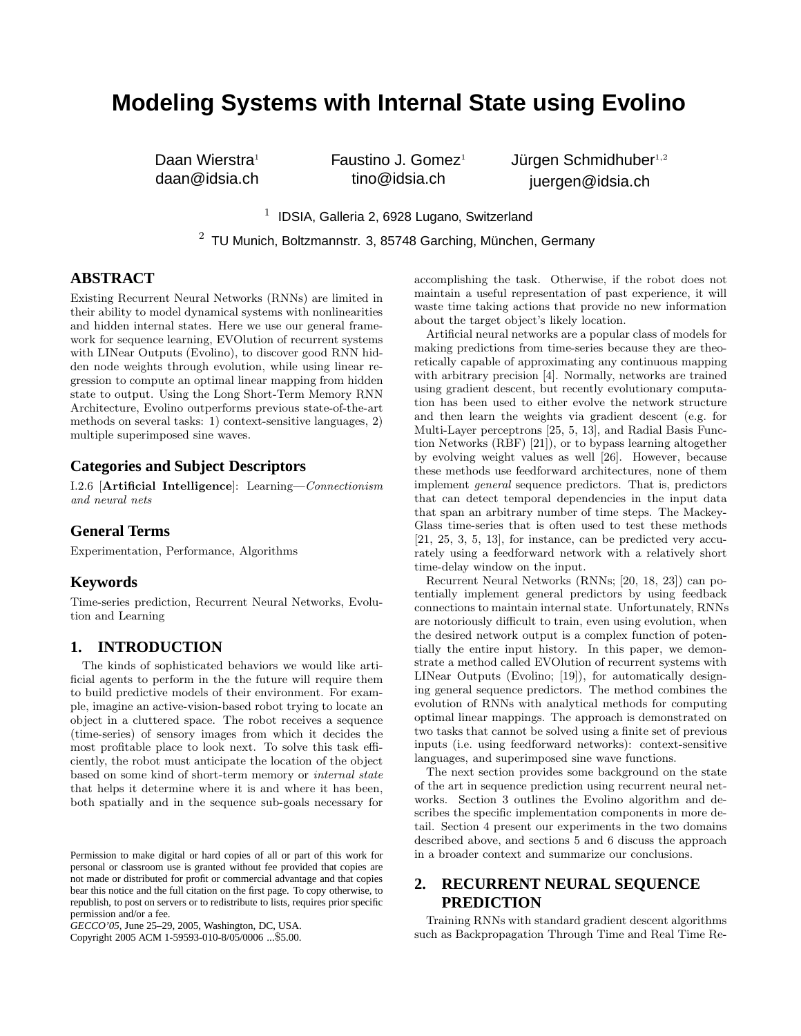# Modeling Systems with Internal State using Evolino

Daan Wierstra[1]
daan@idsia.ch

Faustino J. Gomez[1]
tino@idsia.ch

Jürgen Schmidhuber[1,2]
juergen@idsia.ch

[1] IDSIA, Galleria 2, 6928 Lugano, Switzerland

[2] TU Munich, Boltzmannstr. 3, 85748 Garching, München, Germany

## ABSTRACT

Existing Recurrent Neural Networks (RNNs) are limited in their ability to model dynamical systems with nonlinearities and hidden internal states. Here we use our general framework for sequence learning, EVOlution of recurrent systems with LINear Outputs (Evolino), to discover good RNN hidden node weights through evolution, while using linear regression to compute an optimal linear mapping from hidden state to output. Using the Long Short-Term Memory RNN Architecture, Evolino outperforms previous state-of-the-art methods on several tasks: 1) context-sensitive languages, 2) multiple superimposed sine waves.

## Categories and Subject Descriptors

I.2.6 [**Artificial Intelligence**]: Learning—*Connectionism and neural nets*

## General Terms

Experimentation, Performance, Algorithms

## Keywords

Time-series prediction, Recurrent Neural Networks, Evolution and Learning

## 1. INTRODUCTION

The kinds of sophisticated behaviors we would like artificial agents to perform in the the future will require them to build predictive models of their environment. For example, imagine an active-vision-based robot trying to locate an object in a cluttered space. The robot receives a sequence (time-series) of sensory images from which it decides the most profitable place to look next. To solve this task efficiently, the robot must anticipate the location of the object based on some kind of short-term memory or *internal state* that helps it determine where it is and where it has been, both spatially and in the sequence sub-goals necessary for accomplishing the task. Otherwise, if the robot does not maintain a useful representation of past experience, it will waste time taking actions that provide no new information about the target object's likely location.

Artificial neural networks are a popular class of models for making predictions from time-series because they are theoretically capable of approximating any continuous mapping with arbitrary precision [4]. Normally, networks are trained using gradient descent, but recently evolutionary computation has been used to either evolve the network structure and then learn the weights via gradient descent (e.g. for Multi-Layer perceptrons [25, 5, 13], and Radial Basis Function Networks (RBF) [21]), or to bypass learning altogether by evolving weight values as well [26]. However, because these methods use feedforward architectures, none of them implement *general* sequence predictors. That is, predictors that can detect temporal dependencies in the input data that span an arbitrary number of time steps. The Mackey-Glass time-series that is often used to test these methods [21, 25, 3, 5, 13], for instance, can be predicted very accurately using a feedforward network with a relatively short time-delay window on the input.

Recurrent Neural Networks (RNNs; [20, 18, 23]) can potentially implement general predictors by using feedback connections to maintain internal state. Unfortunately, RNNs are notoriously difficult to train, even using evolution, when the desired network output is a complex function of potentially the entire input history. In this paper, we demonstrate a method called EVOlution of recurrent systems with LINear Outputs (Evolino; [19]), for automatically designing general sequence predictors. The method combines the evolution of RNNs with analytical methods for computing optimal linear mappings. The approach is demonstrated on two tasks that cannot be solved using a finite set of previous inputs (i.e. using feedforward networks): context-sensitive languages, and superimposed sine wave functions.

The next section provides some background on the state of the art in sequence prediction using recurrent neural networks. Section 3 outlines the Evolino algorithm and describes the specific implementation components in more detail. Section 4 present our experiments in the two domains described above, and sections 5 and 6 discuss the approach in a broader context and summarize our conclusions.

## 2. RECURRENT NEURAL SEQUENCE PREDICTION

Training RNNs with standard gradient descent algorithms such as Backpropagation Through Time and Real Time Re-

Permission to make digital or hard copies of all or part of this work for personal or classroom use is granted without fee provided that copies are not made or distributed for profit or commercial advantage and that copies bear this notice and the full citation on the first page. To copy otherwise, to republish, to post on servers or to redistribute to lists, requires prior specific permission and/or a fee.
*GECCO'05*, June 25–29, 2005, Washington, DC, USA.
Copyright 2005 ACM 1-59593-010-8/05/0006 ...$5.00.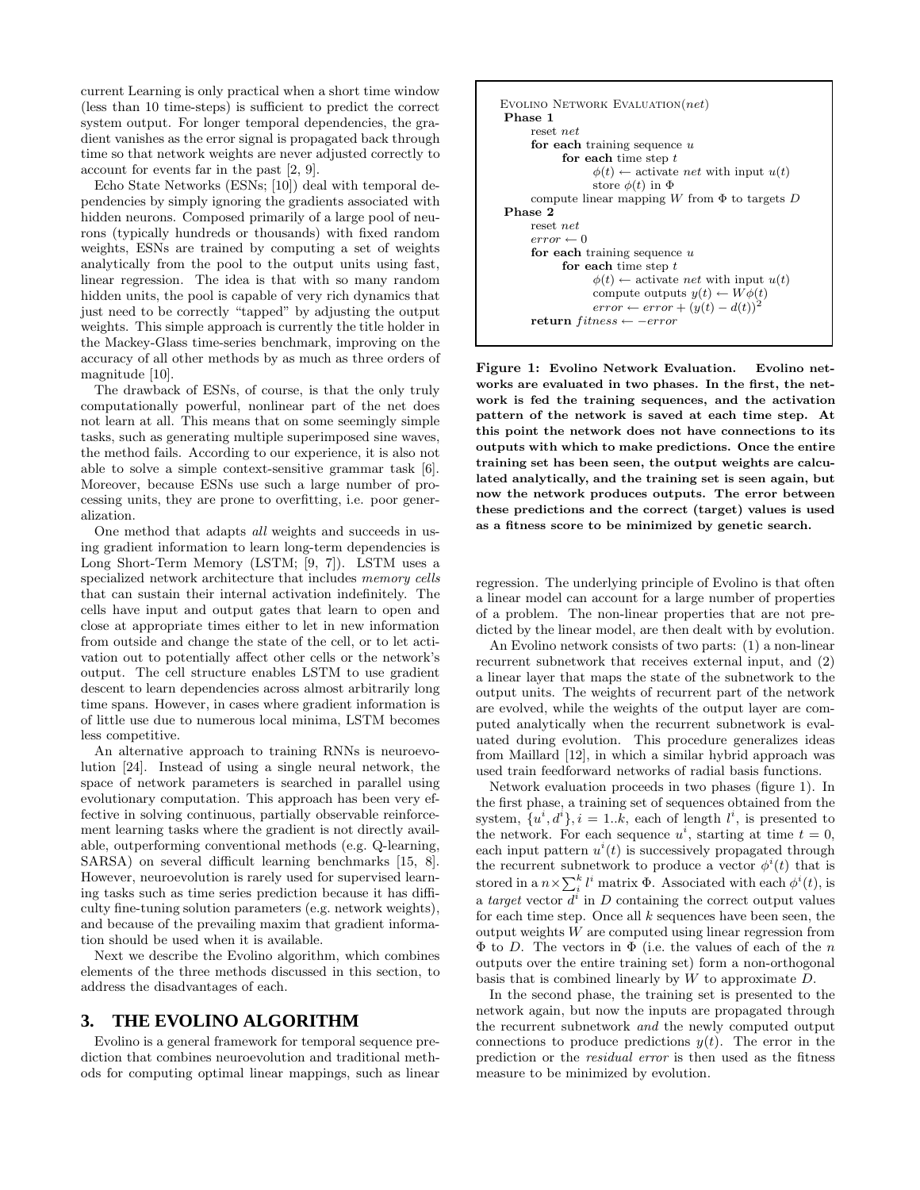current Learning is only practical when a short time window (less than 10 time-steps) is sufficient to predict the correct system output. For longer temporal dependencies, the gradient vanishes as the error signal is propagated back through time so that network weights are never adjusted correctly to account for events far in the past [2, 9].

Echo State Networks (ESNs; [10]) deal with temporal dependencies by simply ignoring the gradients associated with hidden neurons. Composed primarily of a large pool of neurons (typically hundreds or thousands) with fixed random weights, ESNs are trained by computing a set of weights analytically from the pool to the output units using fast, linear regression. The idea is that with so many random hidden units, the pool is capable of very rich dynamics that just need to be correctly "tapped" by adjusting the output weights. This simple approach is currently the title holder in the Mackey-Glass time-series benchmark, improving on the accuracy of all other methods by as much as three orders of magnitude [10].

The drawback of ESNs, of course, is that the only truly computationally powerful, nonlinear part of the net does not learn at all. This means that on some seemingly simple tasks, such as generating multiple superimposed sine waves, the method fails. According to our experience, it is also not able to solve a simple context-sensitive grammar task [6]. Moreover, because ESNs use such a large number of processing units, they are prone to overfitting, i.e. poor generalization.

One method that adapts *all* weights and succeeds in using gradient information to learn long-term dependencies is Long Short-Term Memory (LSTM; [9, 7]). LSTM uses a specialized network architecture that includes *memory cells* that can sustain their internal activation indefinitely. The cells have input and output gates that learn to open and close at appropriate times either to let in new information from outside and change the state of the cell, or to let activation out to potentially affect other cells or the network's output. The cell structure enables LSTM to use gradient descent to learn dependencies across almost arbitrarily long time spans. However, in cases where gradient information is of little use due to numerous local minima, LSTM becomes less competitive.

An alternative approach to training RNNs is neuroevolution [24]. Instead of using a single neural network, the space of network parameters is searched in parallel using evolutionary computation. This approach has been very effective in solving continuous, partially observable reinforcement learning tasks where the gradient is not directly available, outperforming conventional methods (e.g. Q-learning, SARSA) on several difficult learning benchmarks [15, 8]. However, neuroevolution is rarely used for supervised learning tasks such as time series prediction because it has difficulty fine-tuning solution parameters (e.g. network weights), and because of the prevailing maxim that gradient information should be used when it is available.

Next we describe the Evolino algorithm, which combines elements of the three methods discussed in this section, to address the disadvantages of each.

## 3. THE EVOLINO ALGORITHM

Evolino is a general framework for temporal sequence prediction that combines neuroevolution and traditional methods for computing optimal linear mappings, such as linear regression. The underlying principle of Evolino is that often a linear model can account for a large number of properties of a problem. The non-linear properties that are not predicted by the linear model, are then dealt with by evolution.

```
EVOLINO NETWORK EVALUATION(net)
Phase 1
    reset net
    for each training sequence u
        for each time step t
            φ(t) ← activate net with input u(t)
            store φ(t) in Φ
    compute linear mapping W from Φ to targets D
Phase 2
    reset net
    error ← 0
    for each training sequence u
        for each time step t
            φ(t) ← activate net with input u(t)
            compute outputs y(t) ← Wφ(t)
            error ← error + (y(t) − d(t))^2
    return fitness ← −error
```

**Figure 1: Evolino Network Evaluation. Evolino networks are evaluated in two phases. In the first, the network is fed the training sequences, and the activation pattern of the network is saved at each time step. At this point the network does not have connections to its outputs with which to make predictions. Once the entire training set has been seen, the output weights are calculated analytically, and the training set is seen again, but now the network produces outputs. The error between these predictions and the correct (target) values is used as a fitness score to be minimized by genetic search.**

An Evolino network consists of two parts: (1) a non-linear recurrent subnetwork that receives external input, and (2) a linear layer that maps the state of the subnetwork to the output units. The weights of recurrent part of the network are evolved, while the weights of the output layer are computed analytically when the recurrent subnetwork is evaluated during evolution. This procedure generalizes ideas from Maillard [12], in which a similar hybrid approach was used train feedforward networks of radial basis functions.

Network evaluation proceeds in two phases (figure 1). In the first phase, a training set of sequences obtained from the system, $\{u^i, d^i\}, i = 1..k$, each of length $l^i$, is presented to the network. For each sequence $u^i$, starting at time $t = 0$, each input pattern $u^i(t)$ is successively propagated through the recurrent subnetwork to produce a vector $\phi^i(t)$ that is stored in a $n \times \sum_i^k l^i$ matrix $\Phi$. Associated with each $\phi^i(t)$, is a *target* vector $d^i$ in $D$ containing the correct output values for each time step. Once all $k$ sequences have been seen, the output weights $W$ are computed using linear regression from $\Phi$ to $D$. The vectors in $\Phi$ (i.e. the values of each of the $n$ outputs over the entire training set) form a non-orthogonal basis that is combined linearly by $W$ to approximate $D$.

In the second phase, the training set is presented to the network again, but now the inputs are propagated through the recurrent subnetwork *and* the newly computed output connections to produce predictions $y(t)$. The error in the prediction or the *residual error* is then used as the fitness measure to be minimized by evolution.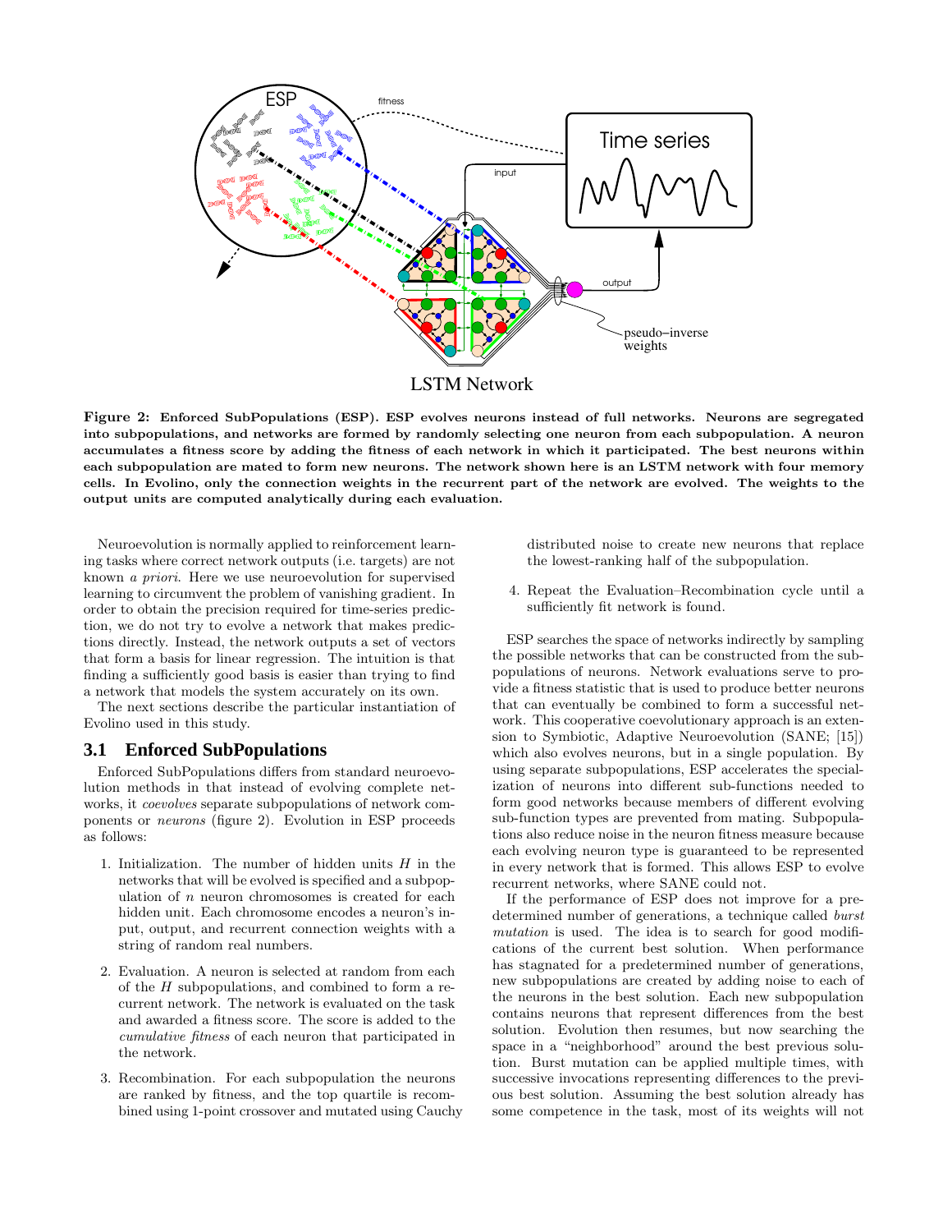**Figure 2: Enforced SubPopulations (ESP). ESP evolves neurons instead of full networks. Neurons are segregated into subpopulations, and networks are formed by randomly selecting one neuron from each subpopulation. A neuron accumulates a fitness score by adding the fitness of each network in which it participated. The best neurons within each subpopulation are mated to form new neurons. The network shown here is an LSTM network with four memory cells. In Evolino, only the connection weights in the recurrent part of the network are evolved. The weights to the output units are computed analytically during each evaluation.**

Neuroevolution is normally applied to reinforcement learning tasks where correct network outputs (i.e. targets) are not known *a priori*. Here we use neuroevolution for supervised learning to circumvent the problem of vanishing gradient. In order to obtain the precision required for time-series prediction, we do not try to evolve a network that makes predictions directly. Instead, the network outputs a set of vectors that form a basis for linear regression. The intuition is that finding a sufficiently good basis is easier than trying to find a network that models the system accurately on its own.

The next sections describe the particular instantiation of Evolino used in this study.

### 3.1 Enforced SubPopulations

Enforced SubPopulations differs from standard neuroevolution methods in that instead of evolving complete networks, it *coevolves* separate subpopulations of network components or *neurons* (figure 2). Evolution in ESP proceeds as follows:

1. Initialization. The number of hidden units $H$ in the networks that will be evolved is specified and a subpopulation of $n$ neuron chromosomes is created for each hidden unit. Each chromosome encodes a neuron's input, output, and recurrent connection weights with a string of random real numbers.

2. Evaluation. A neuron is selected at random from each of the $H$ subpopulations, and combined to form a recurrent network. The network is evaluated on the task and awarded a fitness score. The score is added to the *cumulative fitness* of each neuron that participated in the network.

3. Recombination. For each subpopulation the neurons are ranked by fitness, and the top quartile is recombined using 1-point crossover and mutated using Cauchy distributed noise to create new neurons that replace the lowest-ranking half of the subpopulation.

4. Repeat the Evaluation–Recombination cycle until a sufficiently fit network is found.

ESP searches the space of networks indirectly by sampling the possible networks that can be constructed from the subpopulations of neurons. Network evaluations serve to provide a fitness statistic that is used to produce better neurons that can eventually be combined to form a successful network. This cooperative coevolutionary approach is an extension to Symbiotic, Adaptive Neuroevolution (SANE; [15]) which also evolves neurons, but in a single population. By using separate subpopulations, ESP accelerates the specialization of neurons into different sub-functions needed to form good networks because members of different evolving sub-function types are prevented from mating. Subpopulations also reduce noise in the neuron fitness measure because each evolving neuron type is guaranteed to be represented in every network that is formed. This allows ESP to evolve recurrent networks, where SANE could not.

If the performance of ESP does not improve for a predetermined number of generations, a technique called *burst mutation* is used. The idea is to search for good modifications of the current best solution. When performance has stagnated for a predetermined number of generations, new subpopulations are created by adding noise to each of the neurons in the best solution. Each new subpopulation contains neurons that represent differences from the best solution. Evolution then resumes, but now searching the space in a "neighborhood" around the best previous solution. Burst mutation can be applied multiple times, with successive invocations representing differences to the previous best solution. Assuming the best solution already has some competence in the task, most of its weights will not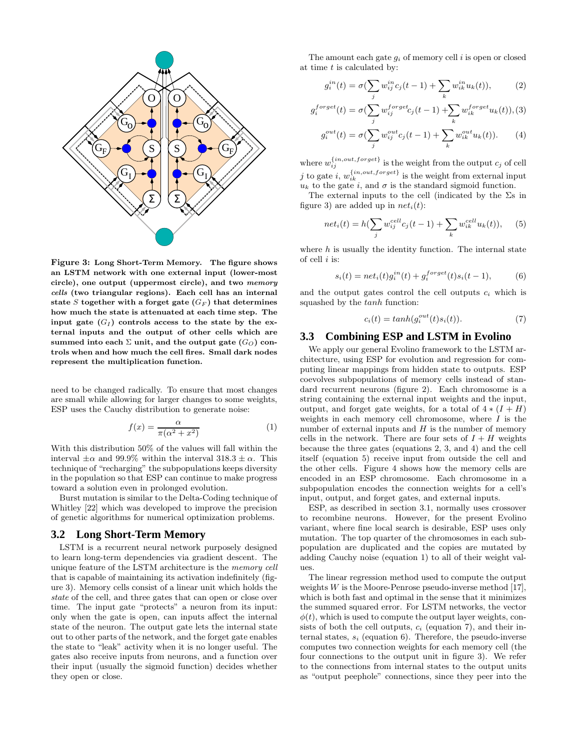**Figure 3: Long Short-Term Memory. The figure shows an LSTM network with one external input (lower-most circle), one output (uppermost circle), and two *memory cells* (two triangular regions). Each cell has an internal state $S$ together with a forget gate ($G_F$) that determines how much the state is attenuated at each time step. The input gate ($G_I$) controls access to the state by the external inputs and the output of other cells which are summed into each $\Sigma$ unit, and the output gate ($G_O$) controls when and how much the cell fires. Small dark nodes represent the multiplication function.**

need to be changed radically. To ensure that most changes are small while allowing for larger changes to some weights, ESP uses the Cauchy distribution to generate noise:

$$f(x) = \frac{\alpha}{\pi(\alpha^2 + x^2)} \tag{1}$$

With this distribution 50% of the values will fall within the interval $\pm\alpha$ and 99.9% within the interval $318.3 \pm \alpha$. This technique of "recharging" the subpopulations keeps diversity in the population so that ESP can continue to make progress toward a solution even in prolonged evolution.

Burst mutation is similar to the Delta-Coding technique of Whitley [22] which was developed to improve the precision of genetic algorithms for numerical optimization problems.

## 3.2 Long Short-Term Memory

LSTM is a recurrent neural network purposely designed to learn long-term dependencies via gradient descent. The unique feature of the LSTM architecture is the *memory cell* that is capable of maintaining its activation indefinitely (figure 3). Memory cells consist of a linear unit which holds the *state* of the cell, and three gates that can open or close over time. The input gate "protects" a neuron from its input: only when the gate is open, can inputs affect the internal state of the neuron. The output gate lets the internal state out to other parts of the network, and the forget gate enables the state to "leak" activity when it is no longer useful. The gates also receive inputs from neurons, and a function over their input (usually the sigmoid function) decides whether they open or close.

The amount each gate $g_i$ of memory cell $i$ is open or closed at time $t$ is calculated by:

$$g_i^{in}(t) = \sigma(\sum_j w_{ij}^{in} c_j(t-1) + \sum_k w_{ik}^{in} u_k(t)), \tag{2}$$

$$g_i^{forget}(t) = \sigma(\sum_j w_{ij}^{forget} c_j(t-1) + \sum_k w_{ik}^{forget} u_k(t)), \tag{3}$$

$$g_i^{out}(t) = \sigma(\sum_j w_{ij}^{out} c_j(t-1) + \sum_k w_{ik}^{out} u_k(t)). \tag{4}$$

where $w_{ij}^{\{in,out,forget\}}$ is the weight from the output $c_j$ of cell $j$ to gate $i$, $w_{ik}^{\{in,out,forget\}}$ is the weight from external input $u_k$ to the gate $i$, and $\sigma$ is the standard sigmoid function.

The external inputs to the cell (indicated by the $\Sigma$s in figure 3) are added up in $net_i(t)$:

$$net_i(t) = h(\sum_j w_{ij}^{cell} c_j(t-1) + \sum_k w_{ik}^{cell} u_k(t)), \tag{5}$$

where $h$ is usually the identity function. The internal state of cell $i$ is:

$$s_i(t) = net_i(t) g_i^{in}(t) + g_i^{forget}(t) s_i(t-1), \tag{6}$$

and the output gates control the cell outputs $c_i$ which is squashed by the $tanh$ function:

$$c_i(t) = tanh(g_i^{out}(t) s_i(t)). \tag{7}$$

## 3.3 Combining ESP and LSTM in Evolino

We apply our general Evolino framework to the LSTM architecture, using ESP for evolution and regression for computing linear mappings from hidden state to outputs. ESP coevolves subpopulations of memory cells instead of standard recurrent neurons (figure 2). Each chromosome is a string containing the external input weights and the input, output, and forget gate weights, for a total of $4 * (I + H)$ weights in each memory cell chromosome, where $I$ is the number of external inputs and $H$ is the number of memory cells in the network. There are four sets of $I + H$ weights because the three gates (equations 2, 3, and 4) and the cell itself (equation 5) receive input from outside the cell and the other cells. Figure 4 shows how the memory cells are encoded in an ESP chromosome. Each chromosome in a subpopulation encodes the connection weights for a cell's input, output, and forget gates, and external inputs.

ESP, as described in section 3.1, normally uses crossover to recombine neurons. However, for the present Evolino variant, where fine local search is desirable, ESP uses only mutation. The top quarter of the chromosomes in each subpopulation are duplicated and the copies are mutated by adding Cauchy noise (equation 1) to all of their weight values.

The linear regression method used to compute the output weights $W$ is the Moore-Penrose pseudo-inverse method [17], which is both fast and optimal in the sense that it minimizes the summed squared error. For LSTM networks, the vector $\phi(t)$, which is used to compute the output layer weights, consists of both the cell outputs, $c_i$ (equation 7), and their internal states, $s_i$ (equation 6). Therefore, the pseudo-inverse computes two connection weights for each memory cell (the four connections to the output unit in figure 3). We refer to the connections from internal states to the output units as "output peephole" connections, since they peer into the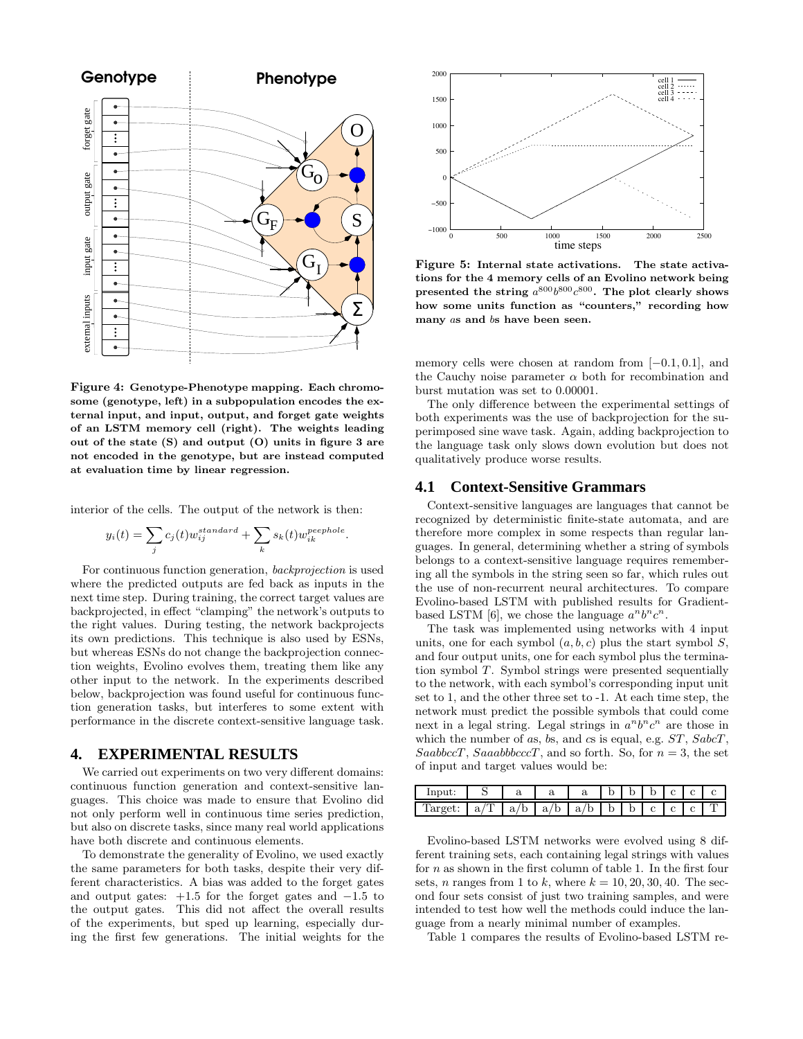Figure 4: Genotype-Phenotype mapping. Each chromosome (genotype, left) in a subpopulation encodes the external input, and input, output, and forget gate weights of an LSTM memory cell (right). The weights leading out of the state (S) and output (O) units in figure 3 are not encoded in the genotype, but are instead computed at evaluation time by linear regression.

interior of the cells. The output of the network is then:

$$y_i(t) = \sum_j c_j(t) w_{ij}^{standard} + \sum_k s_k(t) w_{ik}^{peephole}.$$

For continuous function generation, *backprojection* is used where the predicted outputs are fed back as inputs in the next time step. During training, the correct target values are backprojected, in effect "clamping" the network's outputs to the right values. During testing, the network backprojects its own predictions. This technique is also used by ESNs, but whereas ESNs do not change the backprojection connection weights, Evolino evolves them, treating them like any other input to the network. In the experiments described below, backprojection was found useful for continuous function generation tasks, but interferes to some extent with performance in the discrete context-sensitive language task.

## 4. EXPERIMENTAL RESULTS

We carried out experiments on two very different domains: continuous function generation and context-sensitive languages. This choice was made to ensure that Evolino did not only perform well in continuous time series prediction, but also on discrete tasks, since many real world applications have both discrete and continuous elements.

To demonstrate the generality of Evolino, we used exactly the same parameters for both tasks, despite their very different characteristics. A bias was added to the forget gates and output gates: $+1.5$ for the forget gates and $-1.5$ to the output gates. This did not affect the overall results of the experiments, but sped up learning, especially during the first few generations. The initial weights for the memory cells were chosen at random from $[-0.1, 0.1]$, and the Cauchy noise parameter $\alpha$ both for recombination and burst mutation was set to 0.00001.

Figure 5: Internal state activations. The state activations for the 4 memory cells of an Evolino network being presented the string $a^{800}b^{800}c^{800}$. The plot clearly shows how some units function as "counters," recording how many $a$s and $b$s have been seen.

The only difference between the experimental settings of both experiments was the use of backprojection for the superimposed sine wave task. Again, adding backprojection to the language task only slows down evolution but does not qualitatively produce worse results.

### 4.1 Context-Sensitive Grammars

Context-sensitive languages are languages that cannot be recognized by deterministic finite-state automata, and are therefore more complex in some respects than regular languages. In general, determining whether a string of symbols belongs to a context-sensitive language requires remembering all the symbols in the string seen so far, which rules out the use of non-recurrent neural architectures. To compare Evolino-based LSTM with published results for Gradient-based LSTM [6], we chose the language $a^n b^n c^n$.

The task was implemented using networks with 4 input units, one for each symbol $(a, b, c)$ plus the start symbol $S$, and four output units, one for each symbol plus the termination symbol $T$. Symbol strings were presented sequentially to the network, with each symbol's corresponding input unit set to 1, and the other three set to -1. At each time step, the network must predict the possible symbols that could come next in a legal string. Legal strings in $a^n b^n c^n$ are those in which the number of $a$s, $b$s, and $c$s is equal, e.g. $ST$, $SabcT$, $SaabbccT$, $SaaabbbcccT$, and so forth. So, for $n = 3$, the set of input and target values would be:

| Input: | S | a | a | a | b | b | b | c | c | c |
|---|---|---|---|---|---|---|---|---|---|---|
| Target: | a/T | a/b | a/b | a/b | b | b | c | c | c | T |

Evolino-based LSTM networks were evolved using 8 different training sets, each containing legal strings with values for $n$ as shown in the first column of table 1. In the first four sets, $n$ ranges from 1 to $k$, where $k = 10, 20, 30, 40$. The second four sets consist of just two training samples, and were intended to test how well the methods could induce the language from a nearly minimal number of examples.

Table 1 compares the results of Evolino-based LSTM re-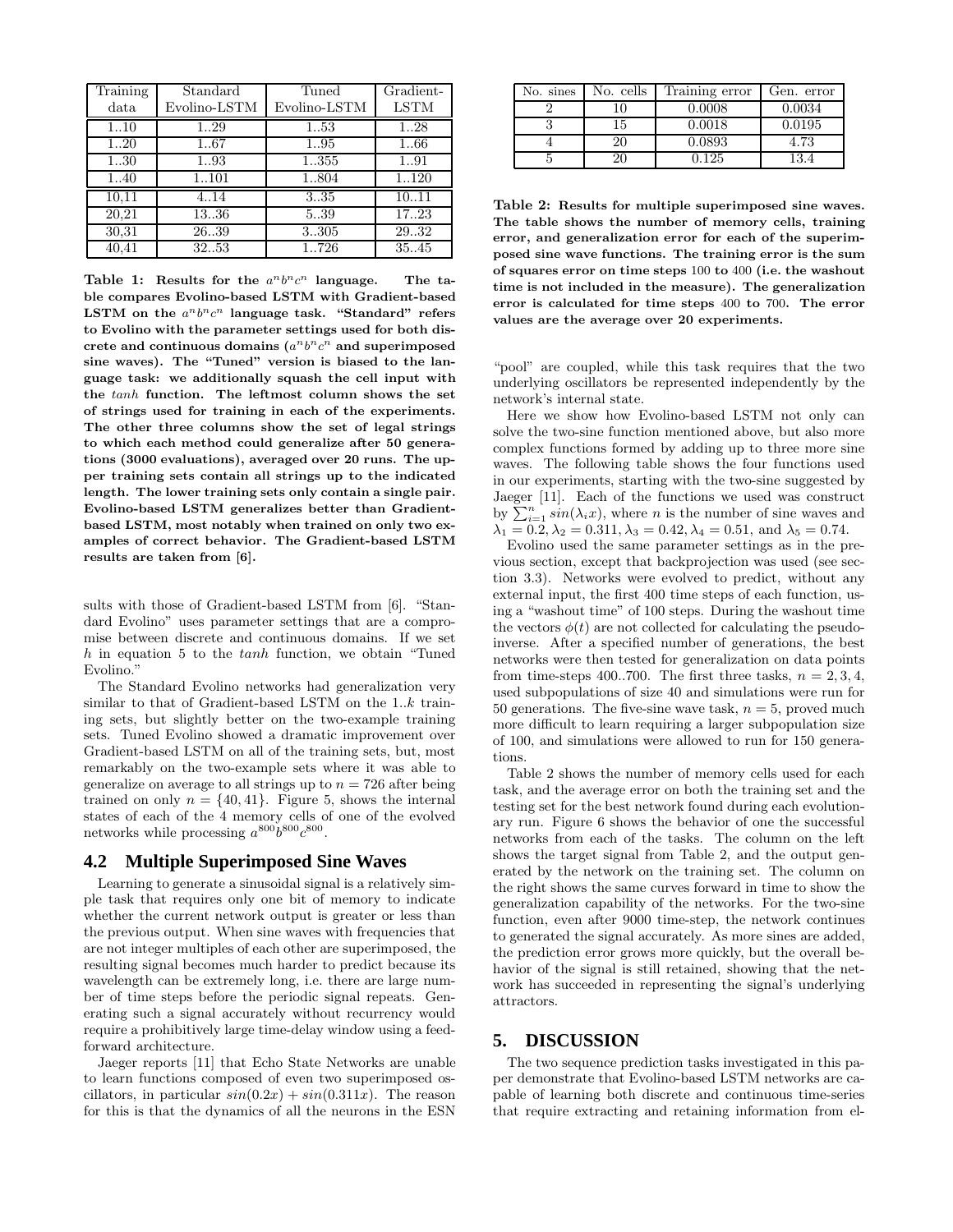| Training data | Standard Evolino-LSTM | Tuned Evolino-LSTM | Gradient-LSTM |
|---|---|---|---|
| 1..10 | 1..29 | 1..53 | 1..28 |
| 1..20 | 1..67 | 1..95 | 1..66 |
| 1..30 | 1..93 | 1..355 | 1..91 |
| 1..40 | 1..101 | 1..804 | 1..120 |
| 10,11 | 4..14 | 3..35 | 10..11 |
| 20,21 | 13..36 | 5..39 | 17..23 |
| 30,31 | 26..39 | 3..305 | 29..32 |
| 40,41 | 32..53 | 1..726 | 35..45 |

**Table 1: Results for the $a^nb^nc^n$ language. The table compares Evolino-based LSTM with Gradient-based LSTM on the $a^nb^nc^n$ language task. "Standard" refers to Evolino with the parameter settings used for both discrete and continuous domains ($a^nb^nc^n$ and superimposed sine waves). The "Tuned" version is biased to the language task: we additionally squash the cell input with the *tanh* function. The leftmost column shows the set of strings used for training in each of the experiments. The other three columns show the set of legal strings to which each method could generalize after 50 generations (3000 evaluations), averaged over 20 runs. The upper training sets contain all strings up to the indicated length. The lower training sets only contain a single pair. Evolino-based LSTM generalizes better than Gradient-based LSTM, most notably when trained on only two examples of correct behavior. The Gradient-based LSTM results are taken from [6].**

sults with those of Gradient-based LSTM from [6]. "Standard Evolino" uses parameter settings that are a compromise between discrete and continuous domains. If we set $h$ in equation 5 to the *tanh* function, we obtain "Tuned Evolino."

The Standard Evolino networks had generalization very similar to that of Gradient-based LSTM on the 1..$k$ training sets, but slightly better on the two-example training sets. Tuned Evolino showed a dramatic improvement over Gradient-based LSTM on all of the training sets, but, most remarkably on the two-example sets where it was able to generalize on average to all strings up to $n = 726$ after being trained on only $n = \{40, 41\}$. Figure 5, shows the internal states of each of the 4 memory cells of one of the evolved networks while processing $a^{800}b^{800}c^{800}$.

## 4.2 Multiple Superimposed Sine Waves

Learning to generate a sinusoidal signal is a relatively simple task that requires only one bit of memory to indicate whether the current network output is greater or less than the previous output. When sine waves with frequencies that are not integer multiples of each other are superimposed, the resulting signal becomes much harder to predict because its wavelength can be extremely long, i.e. there are large number of time steps before the periodic signal repeats. Generating such a signal accurately without recurrency would require a prohibitively large time-delay window using a feed-forward architecture.

Jaeger reports [11] that Echo State Networks are unable to learn functions composed of even two superimposed oscillators, in particular $sin(0.2x) + sin(0.311x)$. The reason for this is that the dynamics of all the neurons in the ESN

| No. sines | No. cells | Training error | Gen. error |
|---|---|---|---|
| 2 | 10 | 0.0008 | 0.0034 |
| 3 | 15 | 0.0018 | 0.0195 |
| 4 | 20 | 0.0893 | 4.73 |
| 5 | 20 | 0.125 | 13.4 |

**Table 2: Results for multiple superimposed sine waves. The table shows the number of memory cells, training error, and generalization error for each of the superimposed sine wave functions. The training error is the sum of squares error on time steps 100 to 400 (i.e. the washout time is not included in the measure). The generalization error is calculated for time steps 400 to 700. The error values are the average over 20 experiments.**

"pool" are coupled, while this task requires that the two underlying oscillators be represented independently by the network's internal state.

Here we show how Evolino-based LSTM not only can solve the two-sine function mentioned above, but also more complex functions formed by adding up to three more sine waves. The following table shows the four functions used in our experiments, starting with the two-sine suggested by Jaeger [11]. Each of the functions we used was construct by $\sum_{i=1}^{n} sin(\lambda_i x)$, where $n$ is the number of sine waves and $\lambda_1 = 0.2, \lambda_2 = 0.311, \lambda_3 = 0.42, \lambda_4 = 0.51$, and $\lambda_5 = 0.74$.

Evolino used the same parameter settings as in the previous section, except that backprojection was used (see section 3.3). Networks were evolved to predict, without any external input, the first 400 time steps of each function, using a "washout time" of 100 steps. During the washout time the vectors $\phi(t)$ are not collected for calculating the pseudo-inverse. After a specified number of generations, the best networks were then tested for generalization on data points from time-steps 400..700. The first three tasks, $n = 2, 3, 4$, used subpopulations of size 40 and simulations were run for 50 generations. The five-sine wave task, $n = 5$, proved much more difficult to learn requiring a larger subpopulation size of 100, and simulations were allowed to run for 150 generations.

Table 2 shows the number of memory cells used for each task, and the average error on both the training set and the testing set for the best network found during each evolutionary run. Figure 6 shows the behavior of one the successful networks from each of the tasks. The column on the left shows the target signal from Table 2, and the output generated by the network on the training set. The column on the right shows the same curves forward in time to show the generalization capability of the networks. For the two-sine function, even after 9000 time-step, the network continues to generated the signal accurately. As more sines are added, the prediction error grows more quickly, but the overall behavior of the signal is still retained, showing that the network has succeeded in representing the signal's underlying attractors.

## 5. DISCUSSION

The two sequence prediction tasks investigated in this paper demonstrate that Evolino-based LSTM networks are capable of learning both discrete and continuous time-series that require extracting and retaining information from el-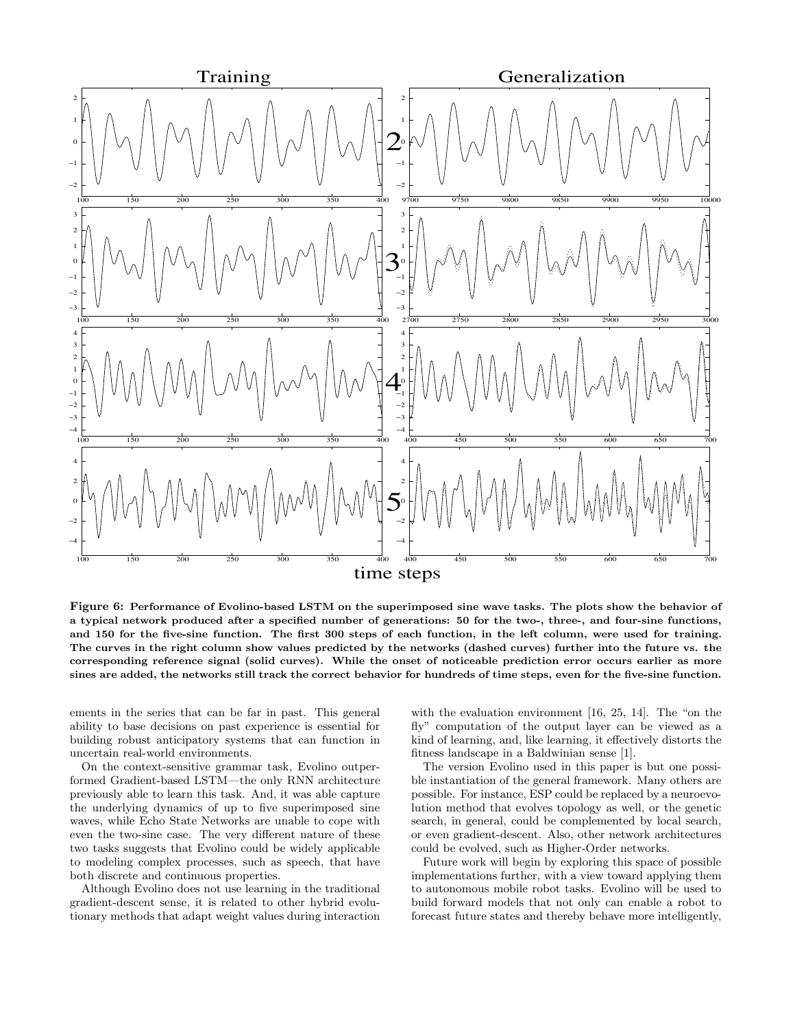Training

Generalization

2

3

4

5

time steps

**Figure 6: Performance of Evolino-based LSTM on the superimposed sine wave tasks. The plots show the behavior of a typical network produced after a specified number of generations: 50 for the two-, three-, and four-sine functions, and 150 for the five-sine function. The first 300 steps of each function, in the left column, were used for training. The curves in the right column show values predicted by the networks (dashed curves) further into the future vs. the corresponding reference signal (solid curves). While the onset of noticeable prediction error occurs earlier as more sines are added, the networks still track the correct behavior for hundreds of time steps, even for the five-sine function.**

ements in the series that can be far in past. This general ability to base decisions on past experience is essential for building robust anticipatory systems that can function in uncertain real-world environments.

On the context-sensitive grammar task, Evolino outperformed Gradient-based LSTM—the only RNN architecture previously able to learn this task. And, it was able capture the underlying dynamics of up to five superimposed sine waves, while Echo State Networks are unable to cope with even the two-sine case. The very different nature of these two tasks suggests that Evolino could be widely applicable to modeling complex processes, such as speech, that have both discrete and continuous properties.

Although Evolino does not use learning in the traditional gradient-descent sense, it is related to other hybrid evolutionary methods that adapt weight values during interaction with the evaluation environment [16, 25, 14]. The "on the fly" computation of the output layer can be viewed as a kind of learning, and, like learning, it effectively distorts the fitness landscape in a Baldwinian sense [1].

The version Evolino used in this paper is but one possible instantiation of the general framework. Many others are possible. For instance, ESP could be replaced by a neuroevolution method that evolves topology as well, or the genetic search, in general, could be complemented by local search, or even gradient-descent. Also, other network architectures could be evolved, such as Higher-Order networks.

Future work will begin by exploring this space of possible implementations further, with a view toward applying them to autonomous mobile robot tasks. Evolino will be used to build forward models that not only can enable a robot to forecast future states and thereby behave more intelligently,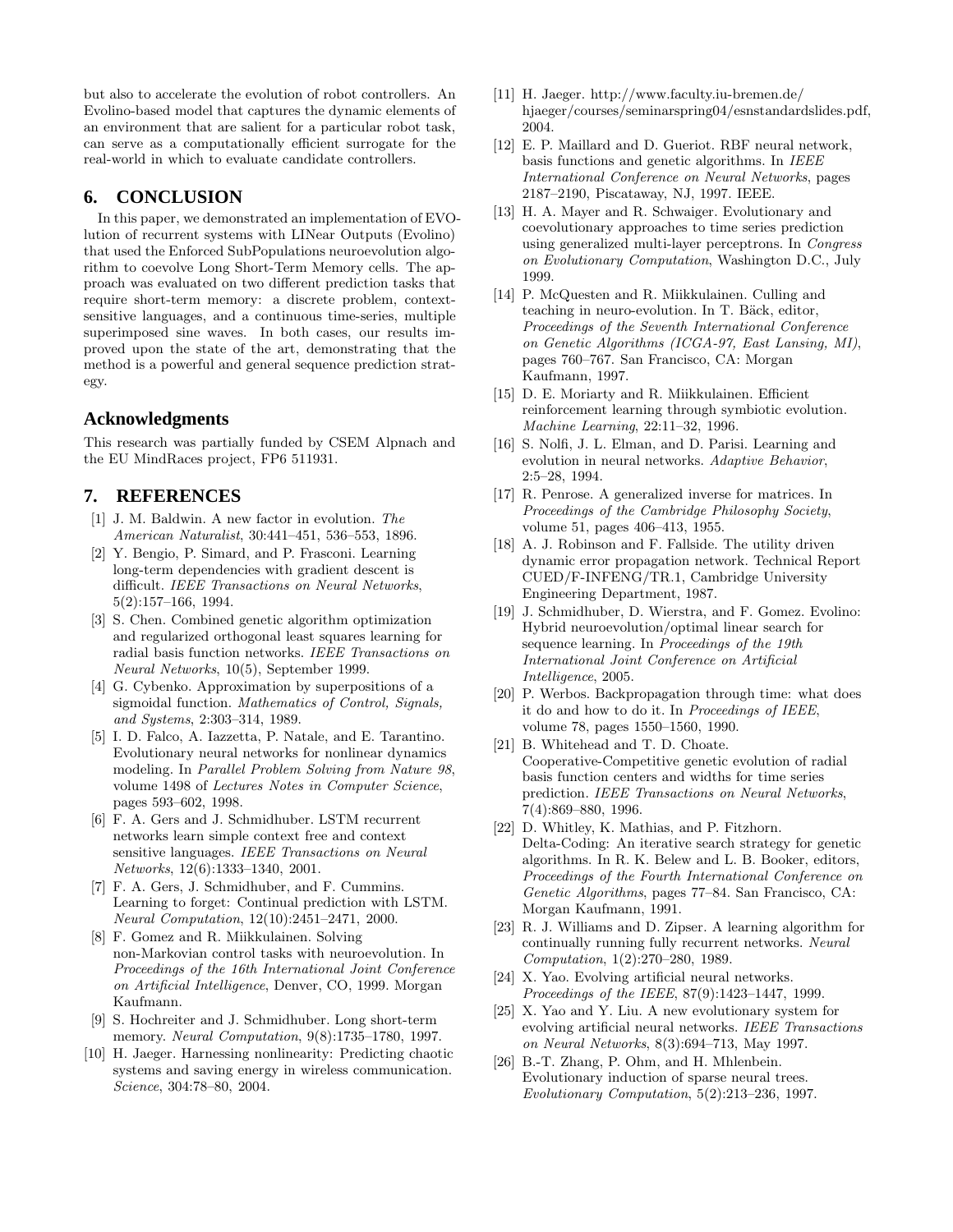but also to accelerate the evolution of robot controllers. An Evolino-based model that captures the dynamic elements of an environment that are salient for a particular robot task, can serve as a computationally efficient surrogate for the real-world in which to evaluate candidate controllers.

## 6. CONCLUSION

In this paper, we demonstrated an implementation of EVOlution of recurrent systems with LINear Outputs (Evolino) that used the Enforced SubPopulations neuroevolution algorithm to coevolve Long Short-Term Memory cells. The approach was evaluated on two different prediction tasks that require short-term memory: a discrete problem, context-sensitive languages, and a continuous time-series, multiple superimposed sine waves. In both cases, our results improved upon the state of the art, demonstrating that the method is a powerful and general sequence prediction strategy.

## Acknowledgments

This research was partially funded by CSEM Alpnach and the EU MindRaces project, FP6 511931.

## 7. REFERENCES

[1] J. M. Baldwin. A new factor in evolution. *The American Naturalist*, 30:441–451, 536–553, 1896.

[2] Y. Bengio, P. Simard, and P. Frasconi. Learning long-term dependencies with gradient descent is difficult. *IEEE Transactions on Neural Networks*, 5(2):157–166, 1994.

[3] S. Chen. Combined genetic algorithm optimization and regularized orthogonal least squares learning for radial basis function networks. *IEEE Transactions on Neural Networks*, 10(5), September 1999.

[4] G. Cybenko. Approximation by superpositions of a sigmoidal function. *Mathematics of Control, Signals, and Systems*, 2:303–314, 1989.

[5] I. D. Falco, A. Iazzetta, P. Natale, and E. Tarantino. Evolutionary neural networks for nonlinear dynamics modeling. In *Parallel Problem Solving from Nature 98*, volume 1498 of *Lectures Notes in Computer Science*, pages 593–602, 1998.

[6] F. A. Gers and J. Schmidhuber. LSTM recurrent networks learn simple context free and context sensitive languages. *IEEE Transactions on Neural Networks*, 12(6):1333–1340, 2001.

[7] F. A. Gers, J. Schmidhuber, and F. Cummins. Learning to forget: Continual prediction with LSTM. *Neural Computation*, 12(10):2451–2471, 2000.

[8] F. Gomez and R. Miikkulainen. Solving non-Markovian control tasks with neuroevolution. In *Proceedings of the 16th International Joint Conference on Artificial Intelligence*, Denver, CO, 1999. Morgan Kaufmann.

[9] S. Hochreiter and J. Schmidhuber. Long short-term memory. *Neural Computation*, 9(8):1735–1780, 1997.

[10] H. Jaeger. Harnessing nonlinearity: Predicting chaotic systems and saving energy in wireless communication. *Science*, 304:78–80, 2004.

[11] H. Jaeger. http://www.faculty.iu-bremen.de/hjaeger/courses/seminarspring04/esnstandardslides.pdf, 2004.

[12] E. P. Maillard and D. Gueriot. RBF neural network, basis functions and genetic algorithms. In *IEEE International Conference on Neural Networks*, pages 2187–2190, Piscataway, NJ, 1997. IEEE.

[13] H. A. Mayer and R. Schwaiger. Evolutionary and coevolutionary approaches to time series prediction using generalized multi-layer perceptrons. In *Congress on Evolutionary Computation*, Washington D.C., July 1999.

[14] P. McQuesten and R. Miikkulainen. Culling and teaching in neuro-evolution. In T. Bäck, editor, *Proceedings of the Seventh International Conference on Genetic Algorithms (ICGA-97, East Lansing, MI)*, pages 760–767. San Francisco, CA: Morgan Kaufmann, 1997.

[15] D. E. Moriarty and R. Miikkulainen. Efficient reinforcement learning through symbiotic evolution. *Machine Learning*, 22:11–32, 1996.

[16] S. Nolfi, J. L. Elman, and D. Parisi. Learning and evolution in neural networks. *Adaptive Behavior*, 2:5–28, 1994.

[17] R. Penrose. A generalized inverse for matrices. In *Proceedings of the Cambridge Philosophy Society*, volume 51, pages 406–413, 1955.

[18] A. J. Robinson and F. Fallside. The utility driven dynamic error propagation network. Technical Report CUED/F-INFENG/TR.1, Cambridge University Engineering Department, 1987.

[19] J. Schmidhuber, D. Wierstra, and F. Gomez. Evolino: Hybrid neuroevolution/optimal linear search for sequence learning. In *Proceedings of the 19th International Joint Conference on Artificial Intelligence*, 2005.

[20] P. Werbos. Backpropagation through time: what does it do and how to do it. In *Proceedings of IEEE*, volume 78, pages 1550–1560, 1990.

[21] B. Whitehead and T. D. Choate. Cooperative-Competitive genetic evolution of radial basis function centers and widths for time series prediction. *IEEE Transactions on Neural Networks*, 7(4):869–880, 1996.

[22] D. Whitley, K. Mathias, and P. Fitzhorn. Delta-Coding: An iterative search strategy for genetic algorithms. In R. K. Belew and L. B. Booker, editors, *Proceedings of the Fourth International Conference on Genetic Algorithms*, pages 77–84. San Francisco, CA: Morgan Kaufmann, 1991.

[23] R. J. Williams and D. Zipser. A learning algorithm for continually running fully recurrent networks. *Neural Computation*, 1(2):270–280, 1989.

[24] X. Yao. Evolving artificial neural networks. *Proceedings of the IEEE*, 87(9):1423–1447, 1999.

[25] X. Yao and Y. Liu. A new evolutionary system for evolving artificial neural networks. *IEEE Transactions on Neural Networks*, 8(3):694–713, May 1997.

[26] B.-T. Zhang, P. Ohm, and H. Mhlenbein. Evolutionary induction of sparse neural trees. *Evolutionary Computation*, 5(2):213–236, 1997.